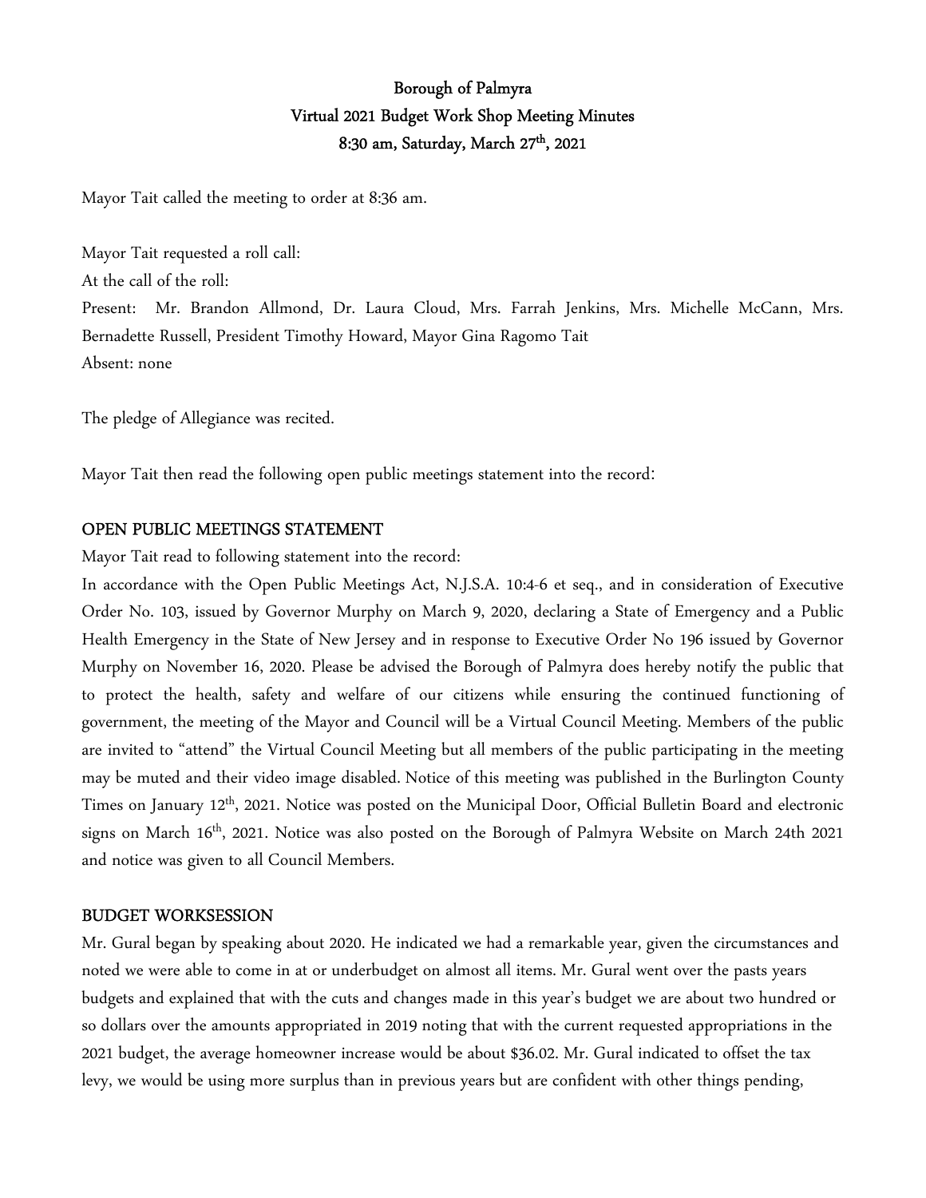# Borough of Palmyra
## Virtual 2021 Budget Work Shop Meeting Minutes
### 8:30 am, Saturday, March 27th, 2021

Mayor Tait called the meeting to order at 8:36 am.

Mayor Tait requested a roll call:

At the call of the roll:

Present: Mr. Brandon Allmond, Dr. Laura Cloud, Mrs. Farrah Jenkins, Mrs. Michelle McCann, Mrs. Bernadette Russell, President Timothy Howard, Mayor Gina Ragomo Tait

Absent: none

The pledge of Allegiance was recited.

Mayor Tait then read the following open public meetings statement into the record:

**OPEN PUBLIC MEETINGS STATEMENT**

Mayor Tait read to following statement into the record:

In accordance with the Open Public Meetings Act, N.J.S.A. 10:4-6 et seq., and in consideration of Executive Order No. 103, issued by Governor Murphy on March 9, 2020, declaring a State of Emergency and a Public Health Emergency in the State of New Jersey and in response to Executive Order No 196 issued by Governor Murphy on November 16, 2020. Please be advised the Borough of Palmyra does hereby notify the public that to protect the health, safety and welfare of our citizens while ensuring the continued functioning of government, the meeting of the Mayor and Council will be a Virtual Council Meeting. Members of the public are invited to "attend" the Virtual Council Meeting but all members of the public participating in the meeting may be muted and their video image disabled. Notice of this meeting was published in the Burlington County Times on January 12th, 2021. Notice was posted on the Municipal Door, Official Bulletin Board and electronic signs on March 16th, 2021. Notice was also posted on the Borough of Palmyra Website on March 24th 2021 and notice was given to all Council Members.

**BUDGET WORKSESSION**

Mr. Gural began by speaking about 2020. He indicated we had a remarkable year, given the circumstances and noted we were able to come in at or underbudget on almost all items. Mr. Gural went over the pasts years budgets and explained that with the cuts and changes made in this year's budget we are about two hundred or so dollars over the amounts appropriated in 2019 noting that with the current requested appropriations in the 2021 budget, the average homeowner increase would be about $36.02. Mr. Gural indicated to offset the tax levy, we would be using more surplus than in previous years but are confident with other things pending,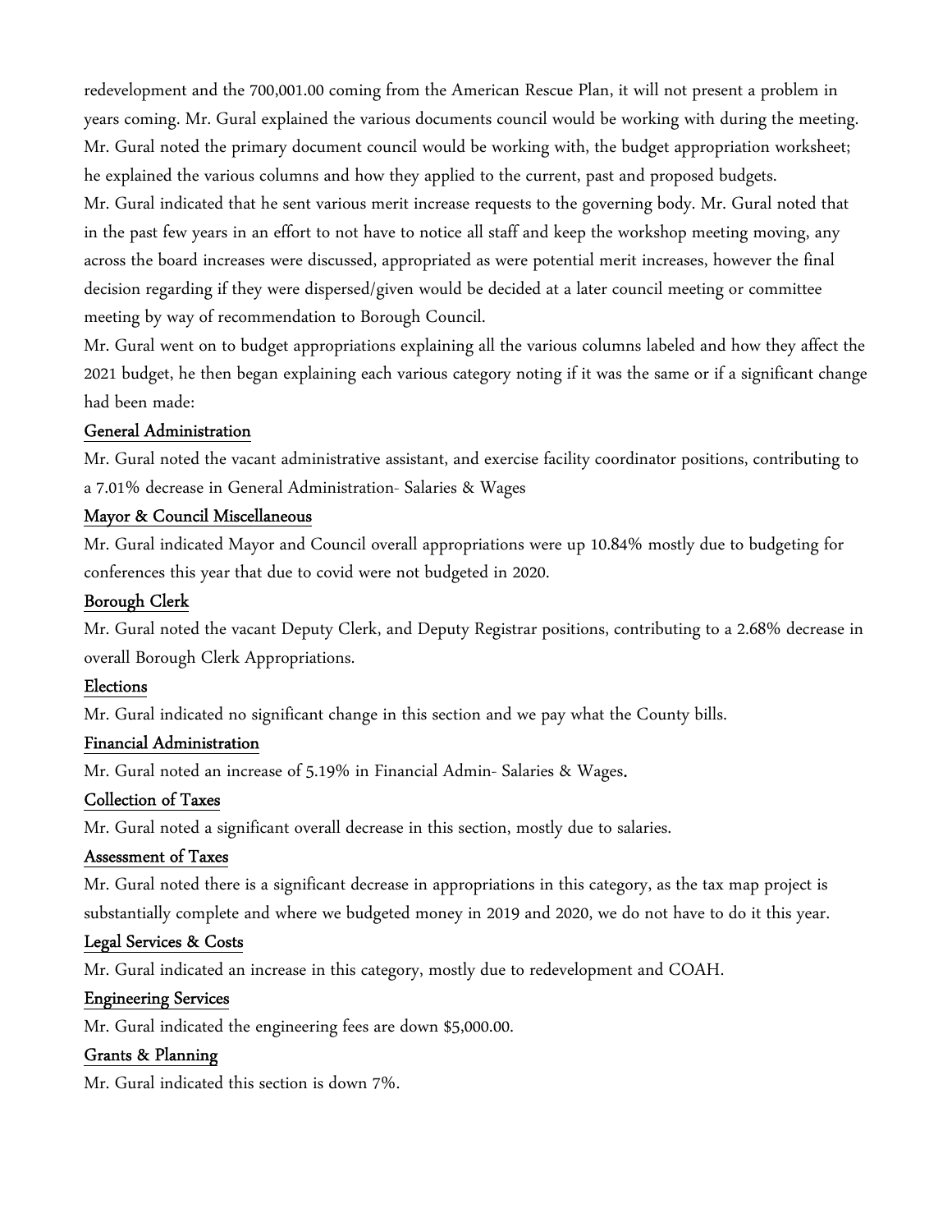redevelopment and the 700,001.00 coming from the American Rescue Plan, it will not present a problem in years coming. Mr. Gural explained the various documents council would be working with during the meeting. Mr. Gural noted the primary document council would be working with, the budget appropriation worksheet; he explained the various columns and how they applied to the current, past and proposed budgets.

Mr. Gural indicated that he sent various merit increase requests to the governing body. Mr. Gural noted that in the past few years in an effort to not have to notice all staff and keep the workshop meeting moving, any across the board increases were discussed, appropriated as were potential merit increases, however the final decision regarding if they were dispersed/given would be decided at a later council meeting or committee meeting by way of recommendation to Borough Council.

Mr. Gural went on to budget appropriations explaining all the various columns labeled and how they affect the 2021 budget, he then began explaining each various category noting if it was the same or if a significant change had been made:

<u>General Administration</u>

Mr. Gural noted the vacant administrative assistant, and exercise facility coordinator positions, contributing to a 7.01% decrease in General Administration- Salaries & Wages

<u>Mayor & Council Miscellaneous</u>

Mr. Gural indicated Mayor and Council overall appropriations were up 10.84% mostly due to budgeting for conferences this year that due to covid were not budgeted in 2020.

<u>Borough Clerk</u>

Mr. Gural noted the vacant Deputy Clerk, and Deputy Registrar positions, contributing to a 2.68% decrease in overall Borough Clerk Appropriations.

<u>Elections</u>

Mr. Gural indicated no significant change in this section and we pay what the County bills.

<u>Financial Administration</u>

Mr. Gural noted an increase of 5.19% in Financial Admin- Salaries & Wages.

<u>Collection of Taxes</u>

Mr. Gural noted a significant overall decrease in this section, mostly due to salaries.

<u>Assessment of Taxes</u>

Mr. Gural noted there is a significant decrease in appropriations in this category, as the tax map project is substantially complete and where we budgeted money in 2019 and 2020, we do not have to do it this year.

<u>Legal Services & Costs</u>

Mr. Gural indicated an increase in this category, mostly due to redevelopment and COAH.

<u>Engineering Services</u>

Mr. Gural indicated the engineering fees are down $5,000.00.

<u>Grants & Planning</u>

Mr. Gural indicated this section is down 7%.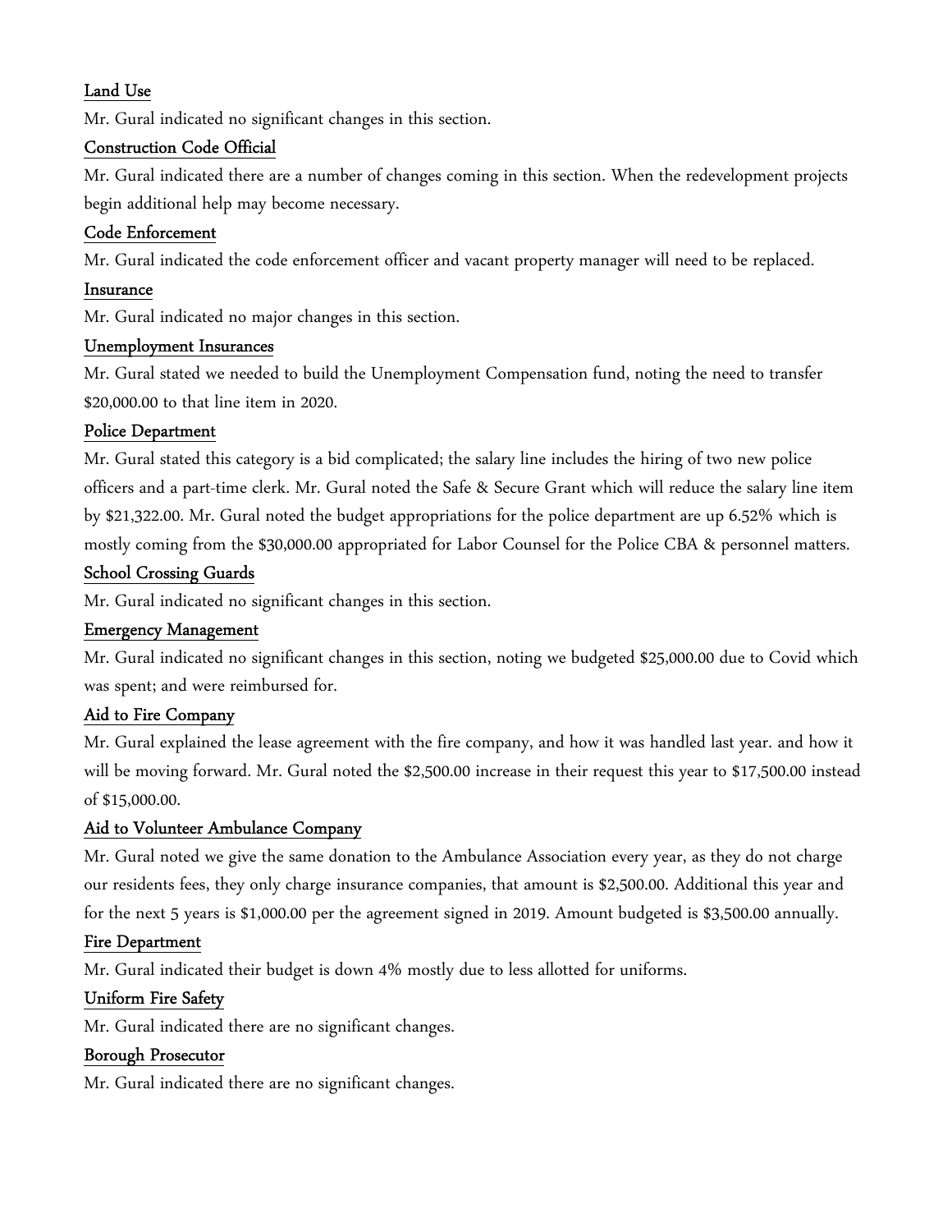## Land Use

Mr. Gural indicated no significant changes in this section.

## Construction Code Official

Mr. Gural indicated there are a number of changes coming in this section. When the redevelopment projects begin additional help may become necessary.

## Code Enforcement

Mr. Gural indicated the code enforcement officer and vacant property manager will need to be replaced.

## Insurance

Mr. Gural indicated no major changes in this section.

## Unemployment Insurances

Mr. Gural stated we needed to build the Unemployment Compensation fund, noting the need to transfer $20,000.00 to that line item in 2020.

## Police Department

Mr. Gural stated this category is a bid complicated; the salary line includes the hiring of two new police officers and a part-time clerk. Mr. Gural noted the Safe & Secure Grant which will reduce the salary line item by $21,322.00. Mr. Gural noted the budget appropriations for the police department are up 6.52% which is mostly coming from the $30,000.00 appropriated for Labor Counsel for the Police CBA & personnel matters.

## School Crossing Guards

Mr. Gural indicated no significant changes in this section.

## Emergency Management

Mr. Gural indicated no significant changes in this section, noting we budgeted $25,000.00 due to Covid which was spent; and were reimbursed for.

## Aid to Fire Company

Mr. Gural explained the lease agreement with the fire company, and how it was handled last year. and how it will be moving forward. Mr. Gural noted the $2,500.00 increase in their request this year to $17,500.00 instead of $15,000.00.

## Aid to Volunteer Ambulance Company

Mr. Gural noted we give the same donation to the Ambulance Association every year, as they do not charge our residents fees, they only charge insurance companies, that amount is $2,500.00. Additional this year and for the next 5 years is $1,000.00 per the agreement signed in 2019. Amount budgeted is $3,500.00 annually.

## Fire Department

Mr. Gural indicated their budget is down 4% mostly due to less allotted for uniforms.

## Uniform Fire Safety

Mr. Gural indicated there are no significant changes.

## Borough Prosecutor

Mr. Gural indicated there are no significant changes.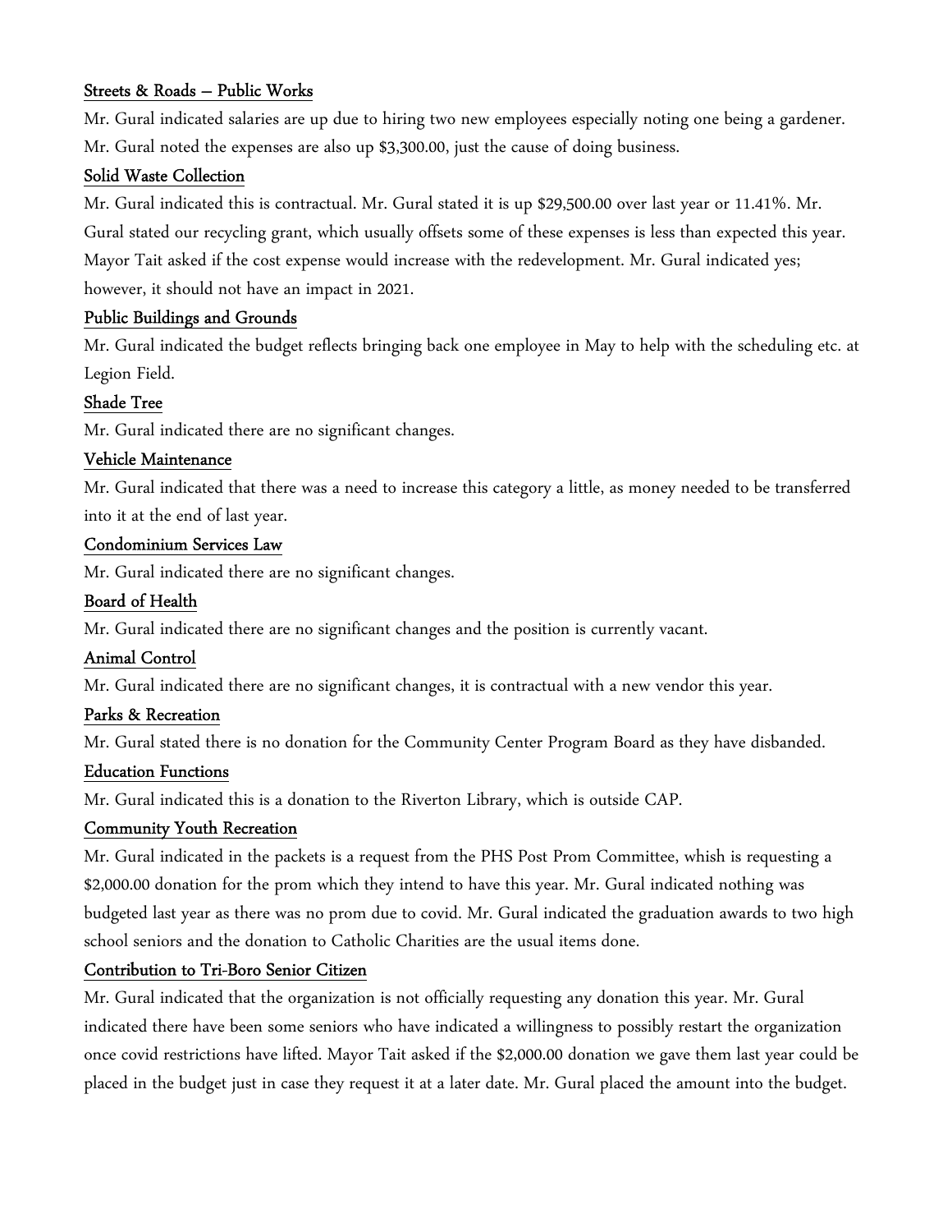Streets & Roads – Public Works

Mr. Gural indicated salaries are up due to hiring two new employees especially noting one being a gardener. Mr. Gural noted the expenses are also up $3,300.00, just the cause of doing business.

Solid Waste Collection

Mr. Gural indicated this is contractual. Mr. Gural stated it is up $29,500.00 over last year or 11.41%. Mr. Gural stated our recycling grant, which usually offsets some of these expenses is less than expected this year. Mayor Tait asked if the cost expense would increase with the redevelopment. Mr. Gural indicated yes; however, it should not have an impact in 2021.

Public Buildings and Grounds

Mr. Gural indicated the budget reflects bringing back one employee in May to help with the scheduling etc. at Legion Field.

Shade Tree

Mr. Gural indicated there are no significant changes.

Vehicle Maintenance

Mr. Gural indicated that there was a need to increase this category a little, as money needed to be transferred into it at the end of last year.

Condominium Services Law

Mr. Gural indicated there are no significant changes.

Board of Health

Mr. Gural indicated there are no significant changes and the position is currently vacant.

Animal Control

Mr. Gural indicated there are no significant changes, it is contractual with a new vendor this year.

Parks & Recreation

Mr. Gural stated there is no donation for the Community Center Program Board as they have disbanded.

Education Functions

Mr. Gural indicated this is a donation to the Riverton Library, which is outside CAP.

Community Youth Recreation

Mr. Gural indicated in the packets is a request from the PHS Post Prom Committee, whish is requesting a $2,000.00 donation for the prom which they intend to have this year. Mr. Gural indicated nothing was budgeted last year as there was no prom due to covid. Mr. Gural indicated the graduation awards to two high school seniors and the donation to Catholic Charities are the usual items done.

Contribution to Tri-Boro Senior Citizen

Mr. Gural indicated that the organization is not officially requesting any donation this year. Mr. Gural indicated there have been some seniors who have indicated a willingness to possibly restart the organization once covid restrictions have lifted. Mayor Tait asked if the $2,000.00 donation we gave them last year could be placed in the budget just in case they request it at a later date. Mr. Gural placed the amount into the budget.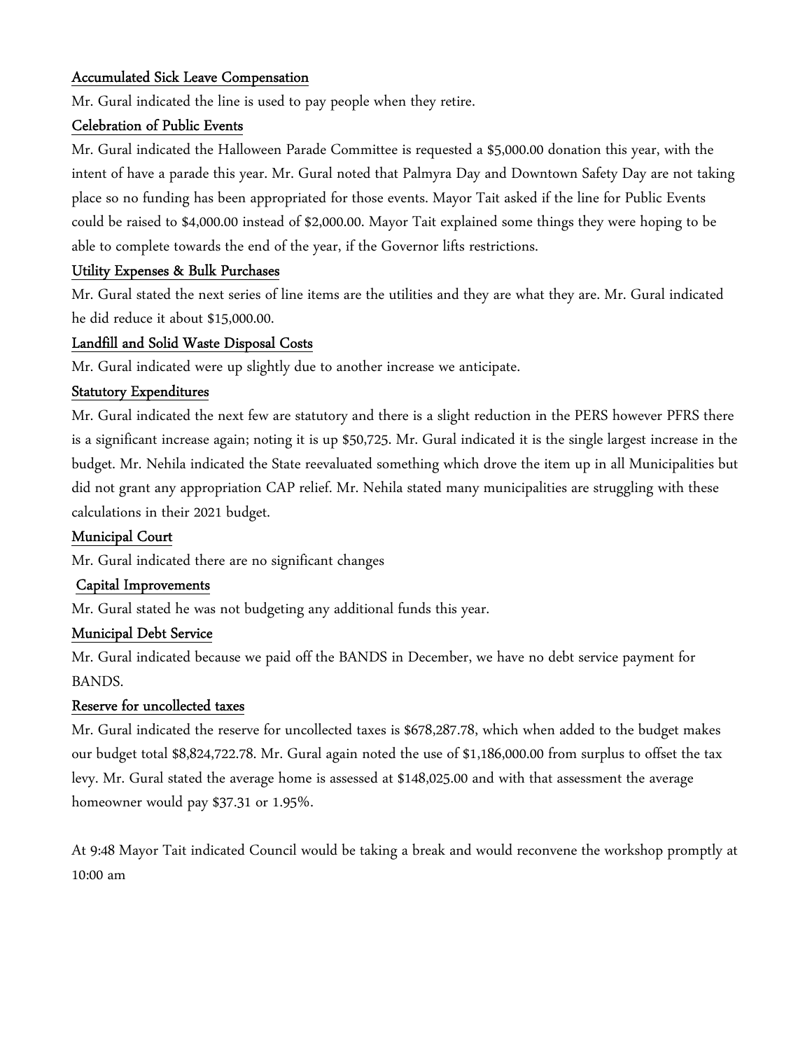<u>Accumulated Sick Leave Compensation</u>

Mr. Gural indicated the line is used to pay people when they retire.

<u>Celebration of Public Events</u>

Mr. Gural indicated the Halloween Parade Committee is requested a $5,000.00 donation this year, with the intent of have a parade this year. Mr. Gural noted that Palmyra Day and Downtown Safety Day are not taking place so no funding has been appropriated for those events. Mayor Tait asked if the line for Public Events could be raised to $4,000.00 instead of $2,000.00. Mayor Tait explained some things they were hoping to be able to complete towards the end of the year, if the Governor lifts restrictions.

<u>Utility Expenses & Bulk Purchases</u>

Mr. Gural stated the next series of line items are the utilities and they are what they are. Mr. Gural indicated he did reduce it about $15,000.00.

<u>Landfill and Solid Waste Disposal Costs</u>

Mr. Gural indicated were up slightly due to another increase we anticipate.

<u>Statutory Expenditures</u>

Mr. Gural indicated the next few are statutory and there is a slight reduction in the PERS however PFRS there is a significant increase again; noting it is up $50,725. Mr. Gural indicated it is the single largest increase in the budget. Mr. Nehila indicated the State reevaluated something which drove the item up in all Municipalities but did not grant any appropriation CAP relief. Mr. Nehila stated many municipalities are struggling with these calculations in their 2021 budget.

<u>Municipal Court</u>

Mr. Gural indicated there are no significant changes

<u>Capital Improvements</u>

Mr. Gural stated he was not budgeting any additional funds this year.

<u>Municipal Debt Service</u>

Mr. Gural indicated because we paid off the BANDS in December, we have no debt service payment for BANDS.

<u>Reserve for uncollected taxes</u>

Mr. Gural indicated the reserve for uncollected taxes is $678,287.78, which when added to the budget makes our budget total $8,824,722.78. Mr. Gural again noted the use of $1,186,000.00 from surplus to offset the tax levy. Mr. Gural stated the average home is assessed at $148,025.00 and with that assessment the average homeowner would pay $37.31 or 1.95%.

At 9:48 Mayor Tait indicated Council would be taking a break and would reconvene the workshop promptly at 10:00 am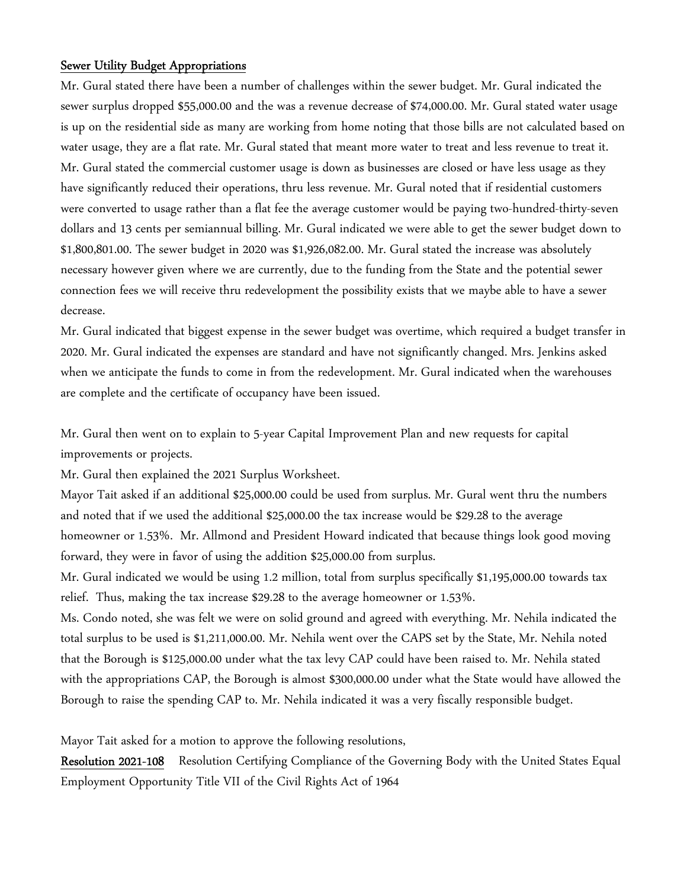**Sewer Utility Budget Appropriations**

Mr. Gural stated there have been a number of challenges within the sewer budget. Mr. Gural indicated the sewer surplus dropped $55,000.00 and the was a revenue decrease of $74,000.00. Mr. Gural stated water usage is up on the residential side as many are working from home noting that those bills are not calculated based on water usage, they are a flat rate. Mr. Gural stated that meant more water to treat and less revenue to treat it. Mr. Gural stated the commercial customer usage is down as businesses are closed or have less usage as they have significantly reduced their operations, thru less revenue. Mr. Gural noted that if residential customers were converted to usage rather than a flat fee the average customer would be paying two-hundred-thirty-seven dollars and 13 cents per semiannual billing. Mr. Gural indicated we were able to get the sewer budget down to $1,800,801.00. The sewer budget in 2020 was $1,926,082.00. Mr. Gural stated the increase was absolutely necessary however given where we are currently, due to the funding from the State and the potential sewer connection fees we will receive thru redevelopment the possibility exists that we maybe able to have a sewer decrease.

Mr. Gural indicated that biggest expense in the sewer budget was overtime, which required a budget transfer in 2020. Mr. Gural indicated the expenses are standard and have not significantly changed. Mrs. Jenkins asked when we anticipate the funds to come in from the redevelopment. Mr. Gural indicated when the warehouses are complete and the certificate of occupancy have been issued.

Mr. Gural then went on to explain to 5-year Capital Improvement Plan and new requests for capital improvements or projects.

Mr. Gural then explained the 2021 Surplus Worksheet.

Mayor Tait asked if an additional $25,000.00 could be used from surplus. Mr. Gural went thru the numbers and noted that if we used the additional $25,000.00 the tax increase would be $29.28 to the average homeowner or 1.53%. Mr. Allmond and President Howard indicated that because things look good moving forward, they were in favor of using the addition $25,000.00 from surplus.

Mr. Gural indicated we would be using 1.2 million, total from surplus specifically $1,195,000.00 towards tax relief. Thus, making the tax increase $29.28 to the average homeowner or 1.53%.

Ms. Condo noted, she was felt we were on solid ground and agreed with everything. Mr. Nehila indicated the total surplus to be used is $1,211,000.00. Mr. Nehila went over the CAPS set by the State, Mr. Nehila noted that the Borough is $125,000.00 under what the tax levy CAP could have been raised to. Mr. Nehila stated with the appropriations CAP, the Borough is almost $300,000.00 under what the State would have allowed the Borough to raise the spending CAP to. Mr. Nehila indicated it was a very fiscally responsible budget.

Mayor Tait asked for a motion to approve the following resolutions,

**Resolution 2021-108** Resolution Certifying Compliance of the Governing Body with the United States Equal Employment Opportunity Title VII of the Civil Rights Act of 1964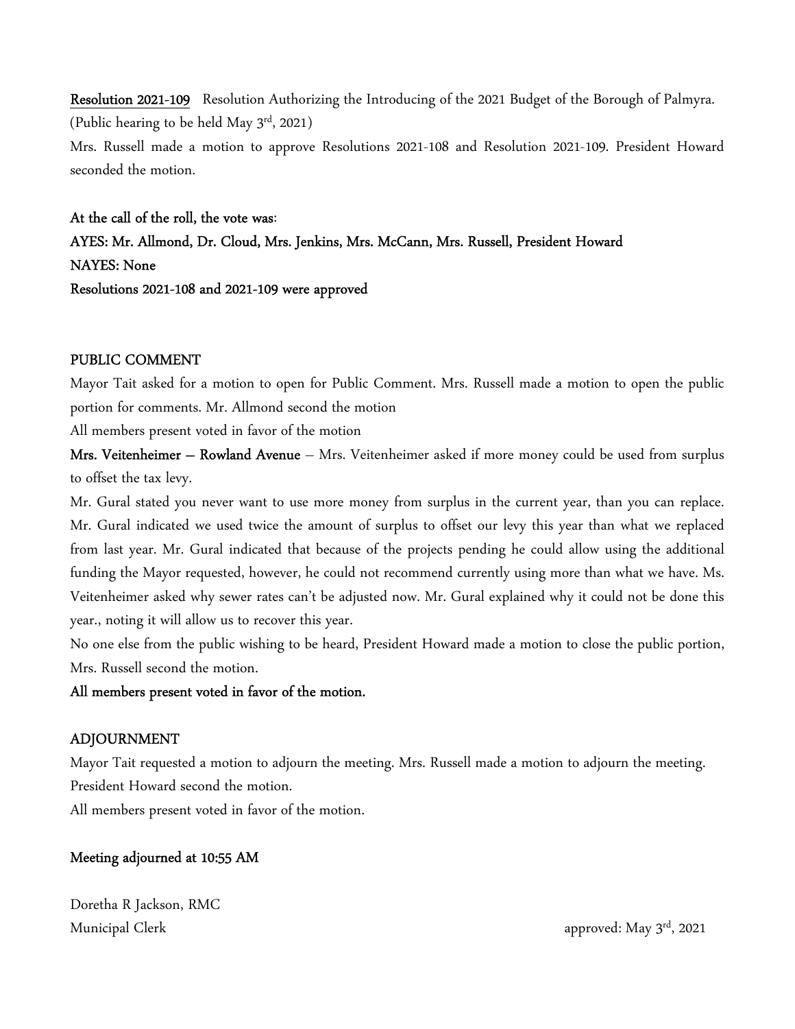**Resolution 2021-109** Resolution Authorizing the Introducing of the 2021 Budget of the Borough of Palmyra. (Public hearing to be held May 3rd, 2021)

Mrs. Russell made a motion to approve Resolutions 2021-108 and Resolution 2021-109. President Howard seconded the motion.

**At the call of the roll, the vote was**:

**AYES: Mr. Allmond, Dr. Cloud, Mrs. Jenkins, Mrs. McCann, Mrs. Russell, President Howard**

**NAYES: None**

**Resolutions 2021-108 and 2021-109 were approved**

## PUBLIC COMMENT

Mayor Tait asked for a motion to open for Public Comment. Mrs. Russell made a motion to open the public portion for comments. Mr. Allmond second the motion

All members present voted in favor of the motion

**Mrs. Veitenheimer – Rowland Avenue** – Mrs. Veitenheimer asked if more money could be used from surplus to offset the tax levy.

Mr. Gural stated you never want to use more money from surplus in the current year, than you can replace. Mr. Gural indicated we used twice the amount of surplus to offset our levy this year than what we replaced from last year. Mr. Gural indicated that because of the projects pending he could allow using the additional funding the Mayor requested, however, he could not recommend currently using more than what we have. Ms. Veitenheimer asked why sewer rates can't be adjusted now. Mr. Gural explained why it could not be done this year., noting it will allow us to recover this year.

No one else from the public wishing to be heard, President Howard made a motion to close the public portion, Mrs. Russell second the motion.

**All members present voted in favor of the motion.**

## ADJOURNMENT

Mayor Tait requested a motion to adjourn the meeting. Mrs. Russell made a motion to adjourn the meeting. President Howard second the motion.

All members present voted in favor of the motion.

**Meeting adjourned at 10:55 AM**

Doretha R Jackson, RMC

Municipal Clerk

approved: May 3rd, 2021